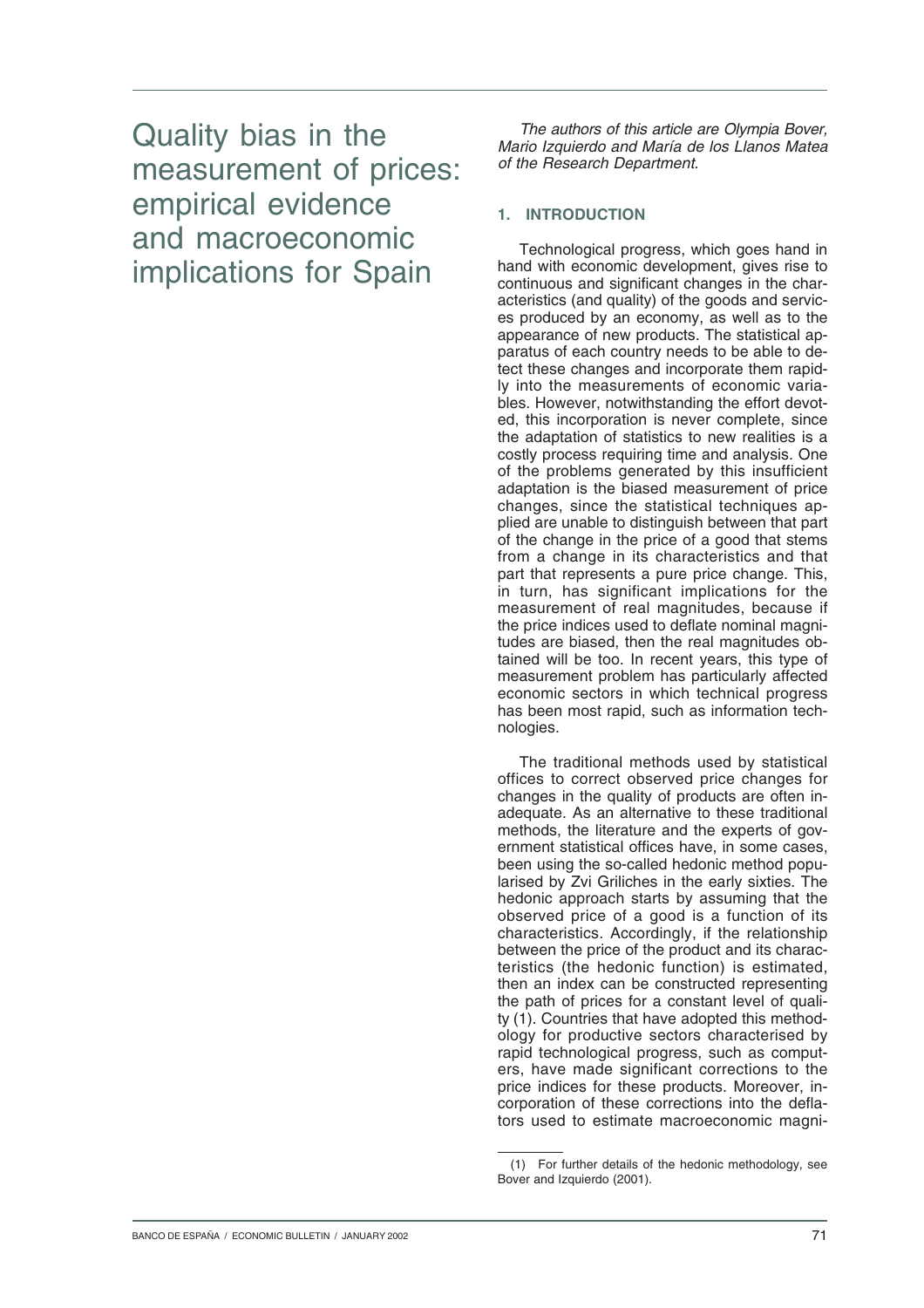# Quality bias in the measurement of prices: empirical evidence and macroeconomic implications for Spain

*The authors of this article are Olympia Bover, Mario Izquierdo and María de los Llanos Matea of the Research Department.*

## 1. INTRODUCTION

Technological progress, which goes hand in hand with economic development, gives rise to continuous and significant changes in the characteristics (and quality) of the goods and services produced by an economy, as well as to the appearance of new products. The statistical apparatus of each country needs to be able to detect these changes and incorporate them rapidly into the measurements of economic variables. However, notwithstanding the effort devoted, this incorporation is never complete, since the adaptation of statistics to new realities is a costly process requiring time and analysis. One of the problems generated by this insufficient adaptation is the biased measurement of price changes, since the statistical techniques applied are unable to distinguish between that part of the change in the price of a good that stems from a change in its characteristics and that part that represents a pure price change. This, in turn, has significant implications for the measurement of real magnitudes, because if the price indices used to deflate nominal magnitudes are biased, then the real magnitudes obtained will be too. In recent years, this type of measurement problem has particularly affected economic sectors in which technical progress has been most rapid, such as information technologies.

The traditional methods used by statistical offices to correct observed price changes for changes in the quality of products are often inadequate. As an alternative to these traditional methods, the literature and the experts of government statistical offices have, in some cases, been using the so-called hedonic method popularised by Zvi Griliches in the early sixties. The hedonic approach starts by assuming that the observed price of a good is a function of its characteristics. Accordingly, if the relationship between the price of the product and its characteristics (the hedonic function) is estimated, then an index can be constructed representing the path of prices for a constant level of quality (1). Countries that have adopted this methodology for productive sectors characterised by rapid technological progress, such as computers, have made significant corrections to the price indices for these products. Moreover, incorporation of these corrections into the deflators used to estimate macroeconomic magni-

(1) For further details of the hedonic methodology, see Bover and Izquierdo (2001).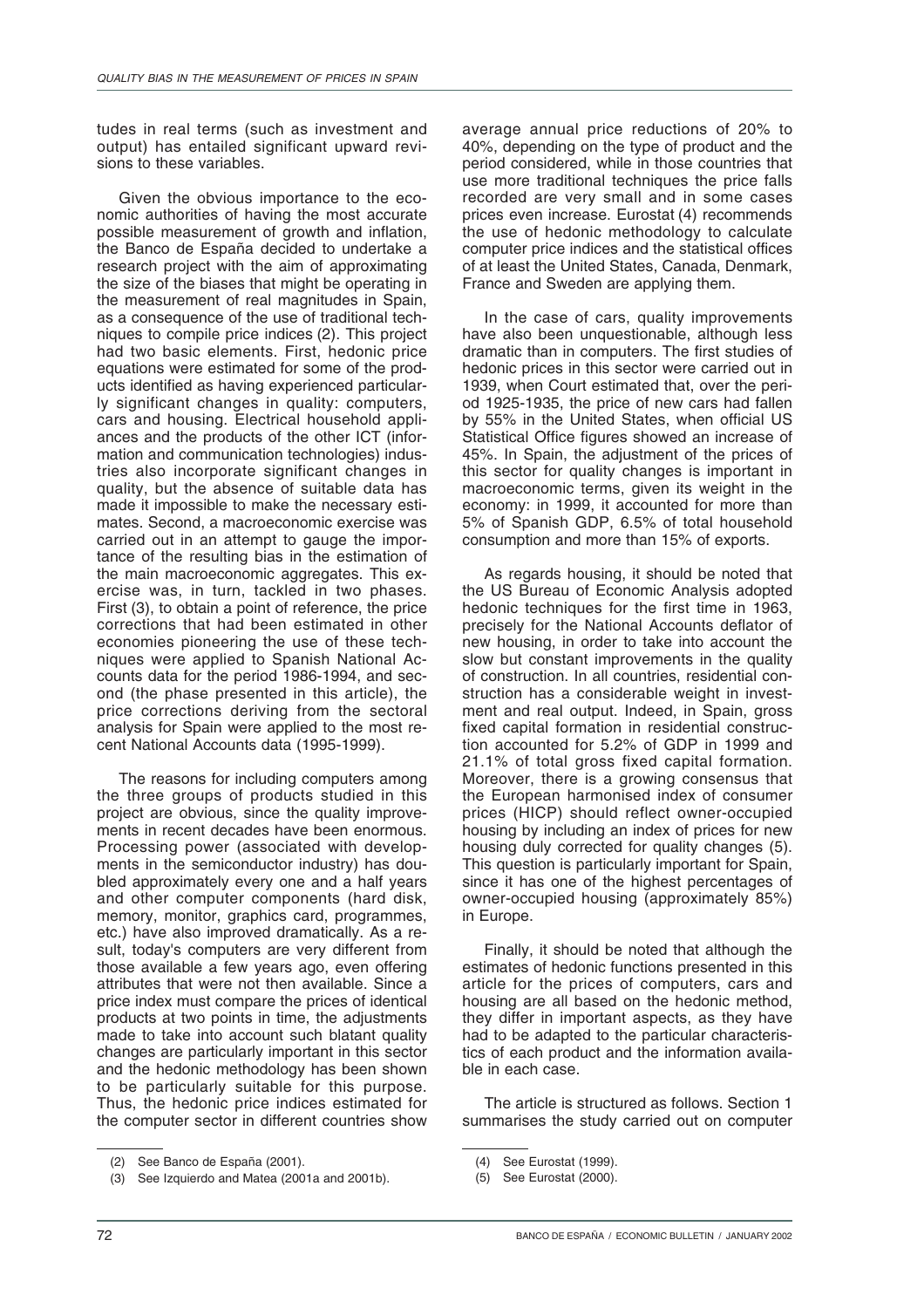tudes in real terms (such as investment and output) has entailed significant upward revisions to these variables.

Given the obvious importance to the economic authorities of having the most accurate possible measurement of growth and inflation, the Banco de España decided to undertake a research project with the aim of approximating the size of the biases that might be operating in the measurement of real magnitudes in Spain, as a consequence of the use of traditional techniques to compile price indices (2). This project had two basic elements. First, hedonic price equations were estimated for some of the products identified as having experienced particularly significant changes in quality: computers, cars and housing. Electrical household appliances and the products of the other ICT (information and communication technologies) industries also incorporate significant changes in quality, but the absence of suitable data has made it impossible to make the necessary estimates. Second, a macroeconomic exercise was carried out in an attempt to gauge the importance of the resulting bias in the estimation of the main macroeconomic aggregates. This exercise was, in turn, tackled in two phases. First (3), to obtain a point of reference, the price corrections that had been estimated in other economies pioneering the use of these techniques were applied to Spanish National Accounts data for the period 1986-1994, and second (the phase presented in this article), the price corrections deriving from the sectoral analysis for Spain were applied to the most recent National Accounts data (1995-1999).

The reasons for including computers among the three groups of products studied in this project are obvious, since the quality improvements in recent decades have been enormous. Processing power (associated with developments in the semiconductor industry) has doubled approximately every one and a half years and other computer components (hard disk, memory, monitor, graphics card, programmes, etc.) have also improved dramatically. As a result, today's computers are very different from those available a few years ago, even offering attributes that were not then available. Since a price index must compare the prices of identical products at two points in time, the adjustments made to take into account such blatant quality changes are particularly important in this sector and the hedonic methodology has been shown to be particularly suitable for this purpose. Thus, the hedonic price indices estimated for the computer sector in different countries show average annual price reductions of 20% to 40%, depending on the type of product and the period considered, while in those countries that use more traditional techniques the price falls recorded are very small and in some cases prices even increase. Eurostat (4) recommends the use of hedonic methodology to calculate computer price indices and the statistical offices of at least the United States, Canada, Denmark, France and Sweden are applying them.

In the case of cars, quality improvements have also been unquestionable, although less dramatic than in computers. The first studies of hedonic prices in this sector were carried out in 1939, when Court estimated that, over the period 1925-1935, the price of new cars had fallen by 55% in the United States, when official US Statistical Office figures showed an increase of 45%. In Spain, the adjustment of the prices of this sector for quality changes is important in macroeconomic terms, given its weight in the economy: in 1999, it accounted for more than 5% of Spanish GDP, 6.5% of total household consumption and more than 15% of exports.

As regards housing, it should be noted that the US Bureau of Economic Analysis adopted hedonic techniques for the first time in 1963, precisely for the National Accounts deflator of new housing, in order to take into account the slow but constant improvements in the quality of construction. In all countries, residential construction has a considerable weight in investment and real output. Indeed, in Spain, gross fixed capital formation in residential construction accounted for 5.2% of GDP in 1999 and 21.1% of total gross fixed capital formation. Moreover, there is a growing consensus that the European harmonised index of consumer prices (HICP) should reflect owner-occupied housing by including an index of prices for new housing duly corrected for quality changes (5). This question is particularly important for Spain, since it has one of the highest percentages of owner-occupied housing (approximately 85%) in Europe.

Finally, it should be noted that although the estimates of hedonic functions presented in this article for the prices of computers, cars and housing are all based on the hedonic method, they differ in important aspects, as they have had to be adapted to the particular characteristics of each product and the information available in each case.

The article is structured as follows. Section 1 summarises the study carried out on computer

(2) See Banco de España (2001).

(3) See Izquierdo and Matea (2001a and 2001b).

(4) See Eurostat (1999).

(5) See Eurostat (2000).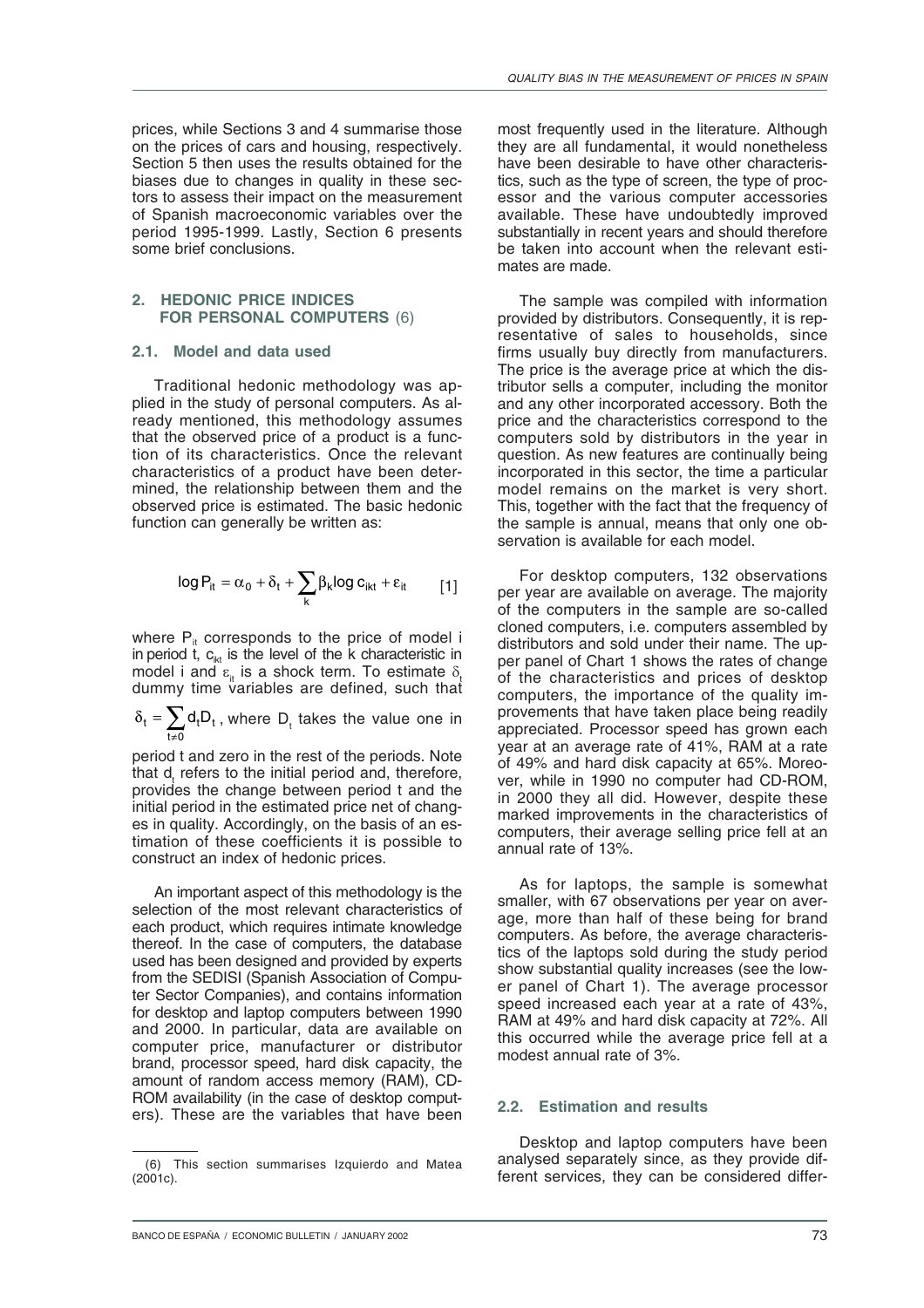prices, while Sections 3 and 4 summarise those on the prices of cars and housing, respectively. Section 5 then uses the results obtained for the biases due to changes in quality in these sectors to assess their impact on the measurement of Spanish macroeconomic variables over the period 1995-1999. Lastly, Section 6 presents some brief conclusions.

## 2. HEDONIC PRICE INDICES FOR PERSONAL COMPUTERS (6)

### 2.1. Model and data used

Traditional hedonic methodology was applied in the study of personal computers. As already mentioned, this methodology assumes that the observed price of a product is a function of its characteristics. Once the relevant characteristics of a product have been determined, the relationship between them and the observed price is estimated. The basic hedonic function can generally be written as:

$$\log P_{it} = \alpha_0 + \delta_t + \sum_k \beta_k \log c_{ikt} + \varepsilon_{it} \qquad [1]$$

where $P_{it}$ corresponds to the price of model i in period t, $c_{ikt}$ is the level of the k characteristic in model i and $\varepsilon_{it}$ is a shock term. To estimate $\delta_t$ dummy time variables are defined, such that $\delta_t = \sum_{t \neq 0} d_t D_t$, where $D_t$ takes the value one in period t and zero in the rest of the periods. Note that $d_t$ refers to the initial period and, therefore, provides the change between period t and the initial period in the estimated price net of changes in quality. Accordingly, on the basis of an estimation of these coefficients it is possible to construct an index of hedonic prices.

An important aspect of this methodology is the selection of the most relevant characteristics of each product, which requires intimate knowledge thereof. In the case of computers, the database used has been designed and provided by experts from the SEDISI (Spanish Association of Computer Sector Companies), and contains information for desktop and laptop computers between 1990 and 2000. In particular, data are available on computer price, manufacturer or distributor brand, processor speed, hard disk capacity, the amount of random access memory (RAM), CD-ROM availability (in the case of desktop computers). These are the variables that have been most frequently used in the literature. Although they are all fundamental, it would nonetheless have been desirable to have other characteristics, such as the type of screen, the type of processor and the various computer accessories available. These have undoubtedly improved substantially in recent years and should therefore be taken into account when the relevant estimates are made.

The sample was compiled with information provided by distributors. Consequently, it is representative of sales to households, since firms usually buy directly from manufacturers. The price is the average price at which the distributor sells a computer, including the monitor and any other incorporated accessory. Both the price and the characteristics correspond to the computers sold by distributors in the year in question. As new features are continually being incorporated in this sector, the time a particular model remains on the market is very short. This, together with the fact that the frequency of the sample is annual, means that only one observation is available for each model.

For desktop computers, 132 observations per year are available on average. The majority of the computers in the sample are so-called cloned computers, i.e. computers assembled by distributors and sold under their name. The upper panel of Chart 1 shows the rates of change of the characteristics and prices of desktop computers, the importance of the quality improvements that have taken place being readily appreciated. Processor speed has grown each year at an average rate of 41%, RAM at a rate of 49% and hard disk capacity at 65%. Moreover, while in 1990 no computer had CD-ROM, in 2000 they all did. However, despite these marked improvements in the characteristics of computers, their average selling price fell at an annual rate of 13%.

As for laptops, the sample is somewhat smaller, with 67 observations per year on average, more than half of these being for brand computers. As before, the average characteristics of the laptops sold during the study period show substantial quality increases (see the lower panel of Chart 1). The average processor speed increased each year at a rate of 43%, RAM at 49% and hard disk capacity at 72%. All this occurred while the average price fell at a modest annual rate of 3%.

### 2.2. Estimation and results

Desktop and laptop computers have been analysed separately since, as they provide different services, they can be considered differ-

(6) This section summarises Izquierdo and Matea (2001c).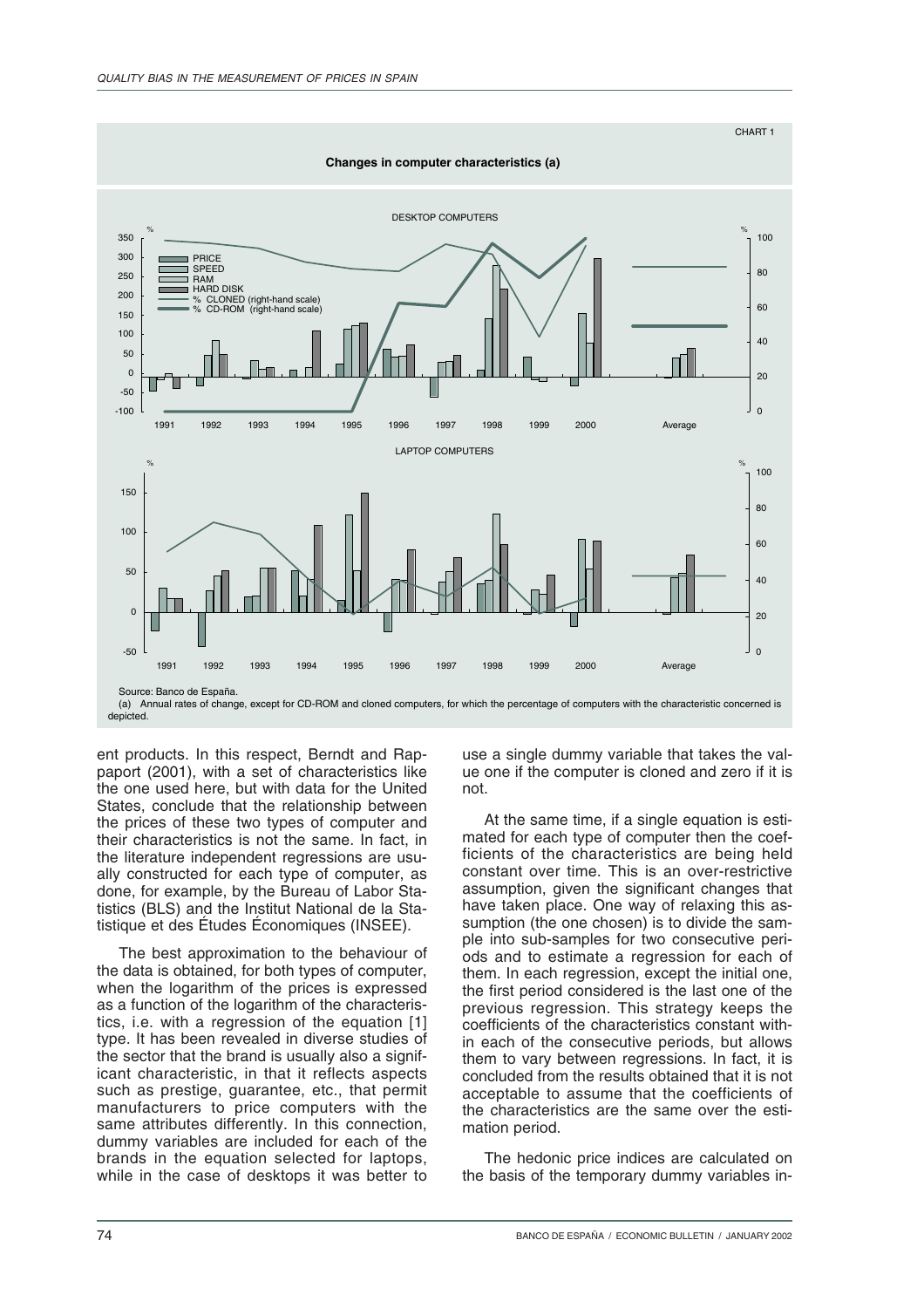CHART 1

**Changes in computer characteristics (a)**

Source: Banco de España.
(a) Annual rates of change, except for CD-ROM and cloned computers, for which the percentage of computers with the characteristic concerned is depicted.

ent products. In this respect, Berndt and Rappaport (2001), with a set of characteristics like the one used here, but with data for the United States, conclude that the relationship between the prices of these two types of computer and their characteristics is not the same. In fact, in the literature independent regressions are usually constructed for each type of computer, as done, for example, by the Bureau of Labor Statistics (BLS) and the Institut National de la Statistique et des Études Économiques (INSEE).

The best approximation to the behaviour of the data is obtained, for both types of computer, when the logarithm of the prices is expressed as a function of the logarithm of the characteristics, i.e. with a regression of the equation [1] type. It has been revealed in diverse studies of the sector that the brand is usually also a significant characteristic, in that it reflects aspects such as prestige, guarantee, etc., that permit manufacturers to price computers with the same attributes differently. In this connection, dummy variables are included for each of the brands in the equation selected for laptops, while in the case of desktops it was better to use a single dummy variable that takes the value one if the computer is cloned and zero if it is not.

At the same time, if a single equation is estimated for each type of computer then the coefficients of the characteristics are being held constant over time. This is an over-restrictive assumption, given the significant changes that have taken place. One way of relaxing this assumption (the one chosen) is to divide the sample into sub-samples for two consecutive periods and to estimate a regression for each of them. In each regression, except the initial one, the first period considered is the last one of the previous regression. This strategy keeps the coefficients of the characteristics constant within each of the consecutive periods, but allows them to vary between regressions. In fact, it is concluded from the results obtained that it is not acceptable to assume that the coefficients of the characteristics are the same over the estimation period.

The hedonic price indices are calculated on the basis of the temporary dummy variables in-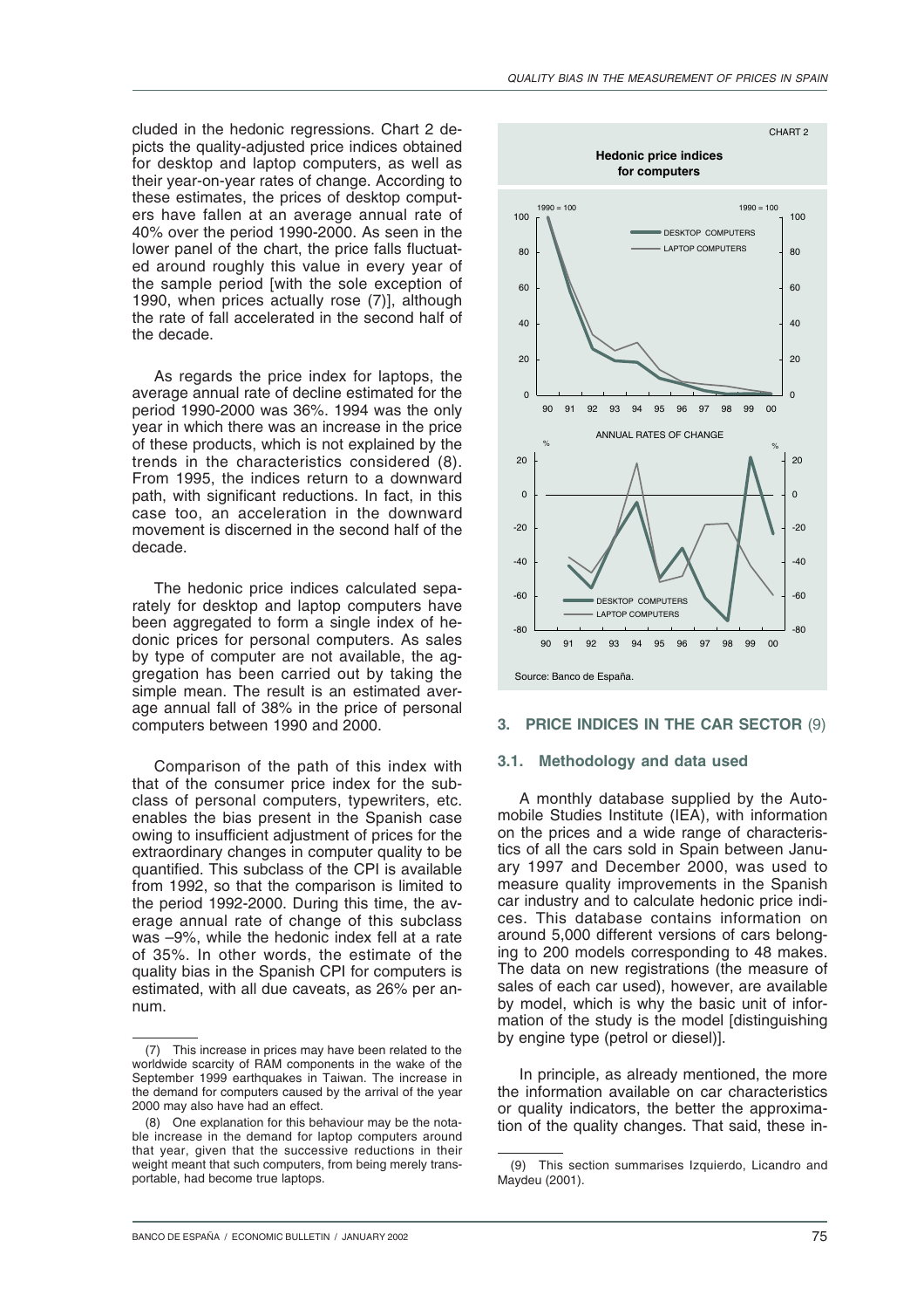cluded in the hedonic regressions. Chart 2 depicts the quality-adjusted price indices obtained for desktop and laptop computers, as well as their year-on-year rates of change. According to these estimates, the prices of desktop computers have fallen at an average annual rate of 40% over the period 1990-2000. As seen in the lower panel of the chart, the price falls fluctuated around roughly this value in every year of the sample period [with the sole exception of 1990, when prices actually rose (7)], although the rate of fall accelerated in the second half of the decade.

As regards the price index for laptops, the average annual rate of decline estimated for the period 1990-2000 was 36%. 1994 was the only year in which there was an increase in the price of these products, which is not explained by the trends in the characteristics considered (8). From 1995, the indices return to a downward path, with significant reductions. In fact, in this case too, an acceleration in the downward movement is discerned in the second half of the decade.

The hedonic price indices calculated separately for desktop and laptop computers have been aggregated to form a single index of hedonic prices for personal computers. As sales by type of computer are not available, the aggregation has been carried out by taking the simple mean. The result is an estimated average annual fall of 38% in the price of personal computers between 1990 and 2000.

Comparison of the path of this index with that of the consumer price index for the subclass of personal computers, typewriters, etc. enables the bias present in the Spanish case owing to insufficient adjustment of prices for the extraordinary changes in computer quality to be quantified. This subclass of the CPI is available from 1992, so that the comparison is limited to the period 1992-2000. During this time, the average annual rate of change of this subclass was –9%, while the hedonic index fell at a rate of 35%. In other words, the estimate of the quality bias in the Spanish CPI for computers is estimated, with all due caveats, as 26% per annum.

CHART 2

**Hedonic price indices for computers**

1990 = 100

DESKTOP COMPUTERS
LAPTOP COMPUTERS

100
80
60
40
20
0

90 91 92 93 94 95 96 97 98 99 00

ANNUAL RATES OF CHANGE

%

20
0
-20
-40
-60
-80

DESKTOP COMPUTERS
LAPTOP COMPUTERS

90 91 92 93 94 95 96 97 98 99 00

Source: Banco de España.

## 3. PRICE INDICES IN THE CAR SECTOR (9)

### 3.1. Methodology and data used

A monthly database supplied by the Automobile Studies Institute (IEA), with information on the prices and a wide range of characteristics of all the cars sold in Spain between January 1997 and December 2000, was used to measure quality improvements in the Spanish car industry and to calculate hedonic price indices. This database contains information on around 5,000 different versions of cars belonging to 200 models corresponding to 48 makes. The data on new registrations (the measure of sales of each car used), however, are available by model, which is why the basic unit of information of the study is the model [distinguishing by engine type (petrol or diesel)].

In principle, as already mentioned, the more the information available on car characteristics or quality indicators, the better the approximation of the quality changes. That said, these in-

---

(7) This increase in prices may have been related to the worldwide scarcity of RAM components in the wake of the September 1999 earthquakes in Taiwan. The increase in the demand for computers caused by the arrival of the year 2000 may also have had an effect.

(8) One explanation for this behaviour may be the notable increase in the demand for laptop computers around that year, given that the successive reductions in their weight meant that such computers, from being merely transportable, had become true laptops.

(9) This section summarises Izquierdo, Licandro and Maydeu (2001).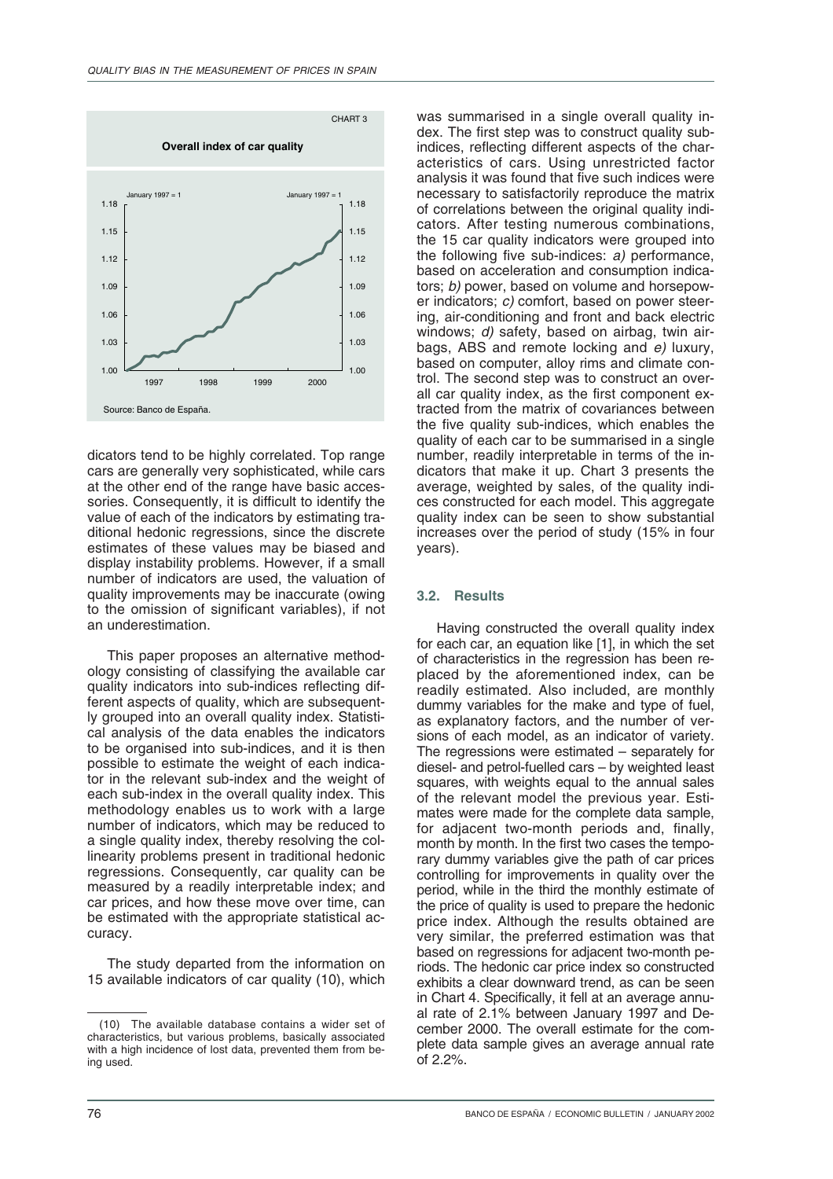CHART 3

**Overall index of car quality**

January 1997 = 1

January 1997 = 1

1.18

1.15

1.12

1.09

1.06

1.03

1.00

1997

1998

1999

2000

Source: Banco de España.

dicators tend to be highly correlated. Top range cars are generally very sophisticated, while cars at the other end of the range have basic accessories. Consequently, it is difficult to identify the value of each of the indicators by estimating traditional hedonic regressions, since the discrete estimates of these values may be biased and display instability problems. However, if a small number of indicators are used, the valuation of quality improvements may be inaccurate (owing to the omission of significant variables), if not an underestimation.

This paper proposes an alternative methodology consisting of classifying the available car quality indicators into sub-indices reflecting different aspects of quality, which are subsequently grouped into an overall quality index. Statistical analysis of the data enables the indicators to be organised into sub-indices, and it is then possible to estimate the weight of each indicator in the relevant sub-index and the weight of each sub-index in the overall quality index. This methodology enables us to work with a large number of indicators, which may be reduced to a single quality index, thereby resolving the collinearity problems present in traditional hedonic regressions. Consequently, car quality can be measured by a readily interpretable index; and car prices, and how these move over time, can be estimated with the appropriate statistical accuracy.

The study departed from the information on 15 available indicators of car quality (10), which was summarised in a single overall quality index. The first step was to construct quality sub-indices, reflecting different aspects of the characteristics of cars. Using unrestricted factor analysis it was found that five such indices were necessary to satisfactorily reproduce the matrix of correlations between the original quality indicators. After testing numerous combinations, the 15 car quality indicators were grouped into the following five sub-indices: *a)* performance, based on acceleration and consumption indicators; *b)* power, based on volume and horsepower indicators; *c)* comfort, based on power steering, air-conditioning and front and back electric windows; *d)* safety, based on airbag, twin airbags, ABS and remote locking and *e)* luxury, based on computer, alloy rims and climate control. The second step was to construct an overall car quality index, as the first component extracted from the matrix of covariances between the five quality sub-indices, which enables the quality of each car to be summarised in a single number, readily interpretable in terms of the indicators that make it up. Chart 3 presents the average, weighted by sales, of the quality indices constructed for each model. This aggregate quality index can be seen to show substantial increases over the period of study (15% in four years).

### 3.2. Results

Having constructed the overall quality index for each car, an equation like [1], in which the set of characteristics in the regression has been replaced by the aforementioned index, can be readily estimated. Also included, are monthly dummy variables for the make and type of fuel, as explanatory factors, and the number of versions of each model, as an indicator of variety. The regressions were estimated – separately for diesel- and petrol-fuelled cars – by weighted least squares, with weights equal to the annual sales of the relevant model the previous year. Estimates were made for the complete data sample, for adjacent two-month periods and, finally, month by month. In the first two cases the temporary dummy variables give the path of car prices controlling for improvements in quality over the period, while in the third the monthly estimate of the price of quality is used to prepare the hedonic price index. Although the results obtained are very similar, the preferred estimation was that based on regressions for adjacent two-month periods. The hedonic car price index so constructed exhibits a clear downward trend, as can be seen in Chart 4. Specifically, it fell at an average annual rate of 2.1% between January 1997 and December 2000. The overall estimate for the complete data sample gives an average annual rate of 2.2%.

(10) The available database contains a wider set of characteristics, but various problems, basically associated with a high incidence of lost data, prevented them from being used.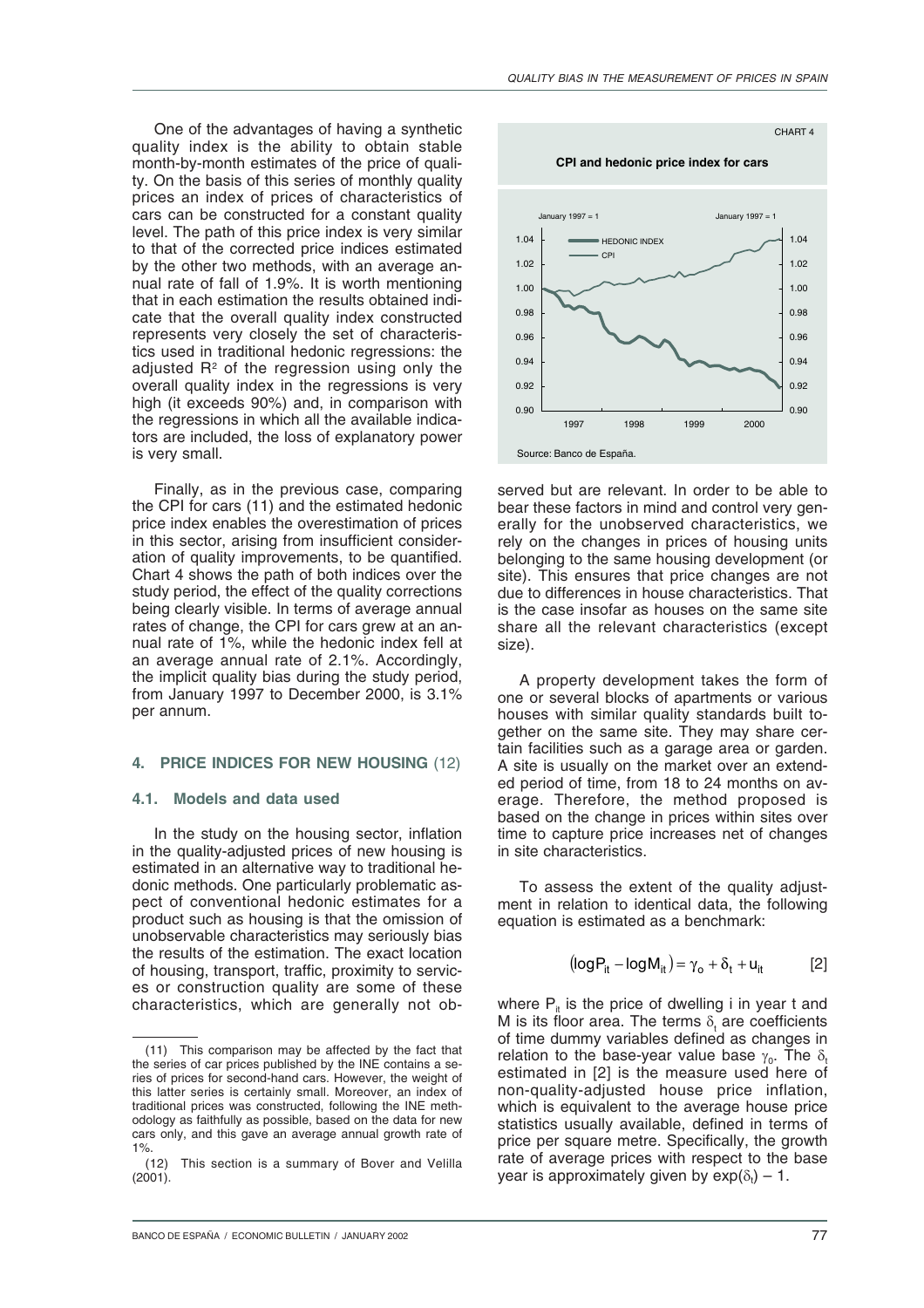One of the advantages of having a synthetic quality index is the ability to obtain stable month-by-month estimates of the price of quality. On the basis of this series of monthly quality prices an index of prices of characteristics of cars can be constructed for a constant quality level. The path of this price index is very similar to that of the corrected price indices estimated by the other two methods, with an average annual rate of fall of 1.9%. It is worth mentioning that in each estimation the results obtained indicate that the overall quality index constructed represents very closely the set of characteristics used in traditional hedonic regressions: the adjusted $R^2$ of the regression using only the overall quality index in the regressions is very high (it exceeds 90%) and, in comparison with the regressions in which all the available indicators are included, the loss of explanatory power is very small.

Finally, as in the previous case, comparing the CPI for cars (11) and the estimated hedonic price index enables the overestimation of prices in this sector, arising from insufficient consideration of quality improvements, to be quantified. Chart 4 shows the path of both indices over the study period, the effect of the quality corrections being clearly visible. In terms of average annual rates of change, the CPI for cars grew at an annual rate of 1%, while the hedonic index fell at an average annual rate of 2.1%. Accordingly, the implicit quality bias during the study period, from January 1997 to December 2000, is 3.1% per annum.

CHART 4

**CPI and hedonic price index for cars**

January 1997 = 1

January 1997 = 1

HEDONIC INDEX

CPI

1.04

1.02

1.00

0.98

0.96

0.94

0.92

0.90

1997

1998

1999

2000

Source: Banco de España.

## 4. PRICE INDICES FOR NEW HOUSING (12)

### 4.1. Models and data used

In the study on the housing sector, inflation in the quality-adjusted prices of new housing is estimated in an alternative way to traditional hedonic methods. One particularly problematic aspect of conventional hedonic estimates for a product such as housing is that the omission of unobservable characteristics may seriously bias the results of the estimation. The exact location of housing, transport, traffic, proximity to services or construction quality are some of these characteristics, which are generally not observed but are relevant. In order to be able to bear these factors in mind and control very generally for the unobserved characteristics, we rely on the changes in prices of housing units belonging to the same housing development (or site). This ensures that price changes are not due to differences in house characteristics. That is the case insofar as houses on the same site share all the relevant characteristics (except size).

A property development takes the form of one or several blocks of apartments or various houses with similar quality standards built together on the same site. They may share certain facilities such as a garage area or garden. A site is usually on the market over an extended period of time, from 18 to 24 months on average. Therefore, the method proposed is based on the change in prices within sites over time to capture price increases net of changes in site characteristics.

To assess the extent of the quality adjustment in relation to identical data, the following equation is estimated as a benchmark:

$$(\log P_{it} - \log M_{it}) = \gamma_o + \delta_t + u_{it} \qquad [2]$$

where $P_{it}$ is the price of dwelling i in year t and M is its floor area. The terms $\delta_t$ are coefficients of time dummy variables defined as changes in relation to the base-year value base $\gamma_0$. The $\delta_t$ estimated in [2] is the measure used here of non-quality-adjusted house price inflation, which is equivalent to the average house price statistics usually available, defined in terms of price per square metre. Specifically, the growth rate of average prices with respect to the base year is approximately given by $\exp(\delta_t) - 1$.

(11) This comparison may be affected by the fact that the series of car prices published by the INE contains a series of prices for second-hand cars. However, the weight of this latter series is certainly small. Moreover, an index of traditional prices was constructed, following the INE methodology as faithfully as possible, based on the data for new cars only, and this gave an average annual growth rate of 1%.

(12) This section is a summary of Bover and Velilla (2001).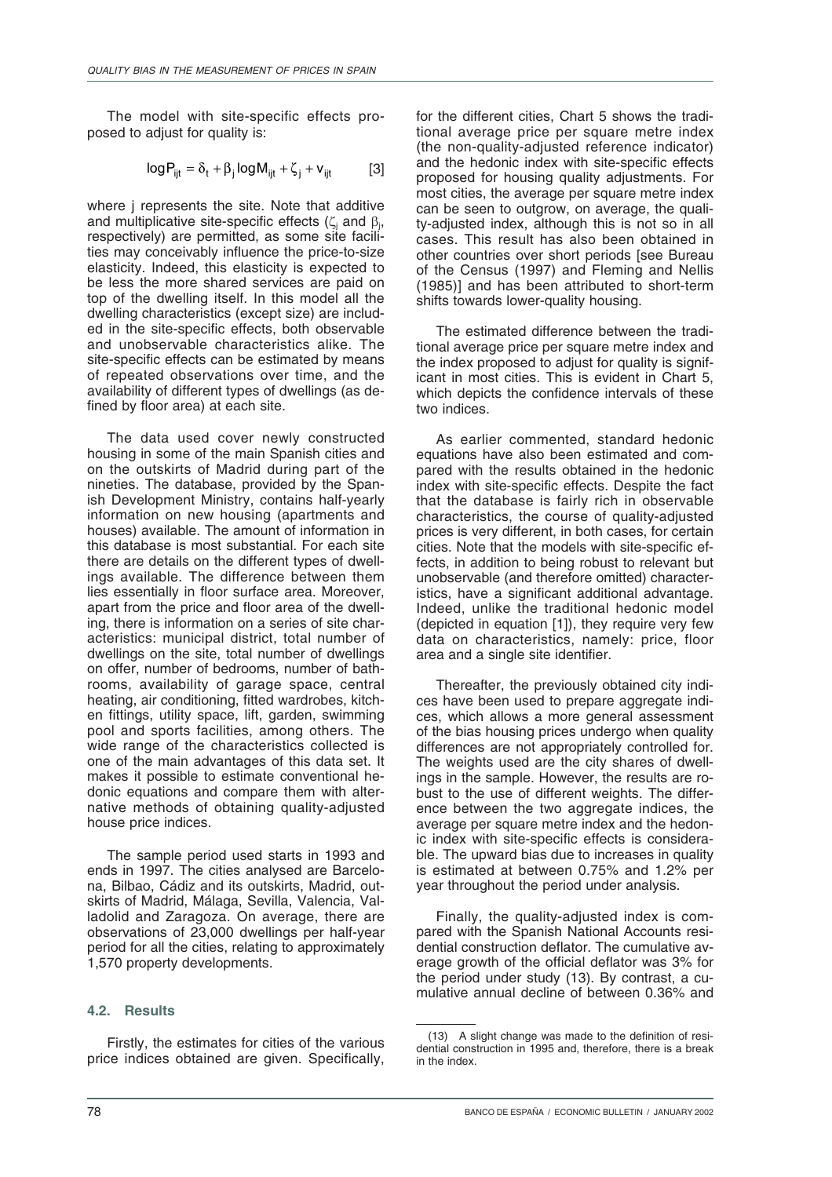The model with site-specific effects proposed to adjust for quality is:

$$\log P_{ijt} = \delta_t + \beta_j \log M_{ijt} + \zeta_j + v_{ijt} \qquad [3]$$

where j represents the site. Note that additive and multiplicative site-specific effects ($\zeta_j$ and $\beta_j$, respectively) are permitted, as some site facilities may conceivably influence the price-to-size elasticity. Indeed, this elasticity is expected to be less the more shared services are paid on top of the dwelling itself. In this model all the dwelling characteristics (except size) are included in the site-specific effects, both observable and unobservable characteristics alike. The site-specific effects can be estimated by means of repeated observations over time, and the availability of different types of dwellings (as defined by floor area) at each site.

The data used cover newly constructed housing in some of the main Spanish cities and on the outskirts of Madrid during part of the nineties. The database, provided by the Spanish Development Ministry, contains half-yearly information on new housing (apartments and houses) available. The amount of information in this database is most substantial. For each site there are details on the different types of dwellings available. The difference between them lies essentially in floor surface area. Moreover, apart from the price and floor area of the dwelling, there is information on a series of site characteristics: municipal district, total number of dwellings on the site, total number of dwellings on offer, number of bedrooms, number of bathrooms, availability of garage space, central heating, air conditioning, fitted wardrobes, kitchen fittings, utility space, lift, garden, swimming pool and sports facilities, among others. The wide range of the characteristics collected is one of the main advantages of this data set. It makes it possible to estimate conventional hedonic equations and compare them with alternative methods of obtaining quality-adjusted house price indices.

The sample period used starts in 1993 and ends in 1997. The cities analysed are Barcelona, Bilbao, Cádiz and its outskirts, Madrid, outskirts of Madrid, Málaga, Sevilla, Valencia, Valladolid and Zaragoza. On average, there are observations of 23,000 dwellings per half-year period for all the cities, relating to approximately 1,570 property developments.

### 4.2. Results

Firstly, the estimates for cities of the various price indices obtained are given. Specifically, for the different cities, Chart 5 shows the traditional average price per square metre index (the non-quality-adjusted reference indicator) and the hedonic index with site-specific effects proposed for housing quality adjustments. For most cities, the average per square metre index can be seen to outgrow, on average, the quality-adjusted index, although this is not so in all cases. This result has also been obtained in other countries over short periods [see Bureau of the Census (1997) and Fleming and Nellis (1985)] and has been attributed to short-term shifts towards lower-quality housing.

The estimated difference between the traditional average price per square metre index and the index proposed to adjust for quality is significant in most cities. This is evident in Chart 5, which depicts the confidence intervals of these two indices.

As earlier commented, standard hedonic equations have also been estimated and compared with the results obtained in the hedonic index with site-specific effects. Despite the fact that the database is fairly rich in observable characteristics, the course of quality-adjusted prices is very different, in both cases, for certain cities. Note that the models with site-specific effects, in addition to being robust to relevant but unobservable (and therefore omitted) characteristics, have a significant additional advantage. Indeed, unlike the traditional hedonic model (depicted in equation [1]), they require very few data on characteristics, namely: price, floor area and a single site identifier.

Thereafter, the previously obtained city indices have been used to prepare aggregate indices, which allows a more general assessment of the bias housing prices undergo when quality differences are not appropriately controlled for. The weights used are the city shares of dwellings in the sample. However, the results are robust to the use of different weights. The difference between the two aggregate indices, the average per square metre index and the hedonic index with site-specific effects is considerable. The upward bias due to increases in quality is estimated at between 0.75% and 1.2% per year throughout the period under analysis.

Finally, the quality-adjusted index is compared with the Spanish National Accounts residential construction deflator. The cumulative average growth of the official deflator was 3% for the period under study (13). By contrast, a cumulative annual decline of between 0.36% and

(13) A slight change was made to the definition of residential construction in 1995 and, therefore, there is a break in the index.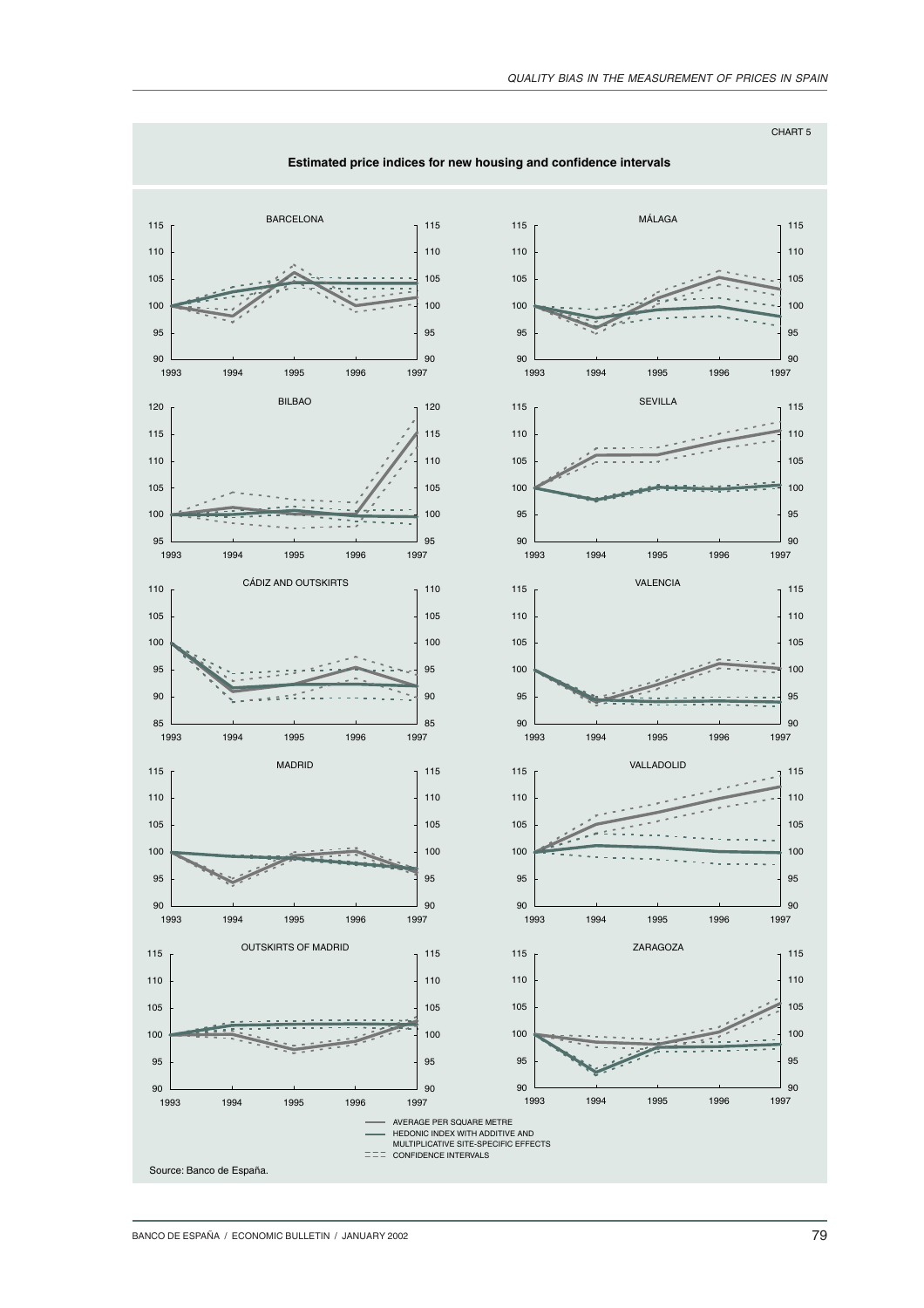CHART 5

**Estimated price indices for new housing and confidence intervals**

BARCELONA

MÁLAGA

BILBAO

SEVILLA

CÁDIZ AND OUTSKIRTS

VALENCIA

MADRID

VALLADOLID

OUTSKIRTS OF MADRID

ZARAGOZA

AVERAGE PER SQUARE METRE
HEDONIC INDEX WITH ADDITIVE AND MULTIPLICATIVE SITE-SPECIFIC EFFECTS
CONFIDENCE INTERVALS

Source: Banco de España.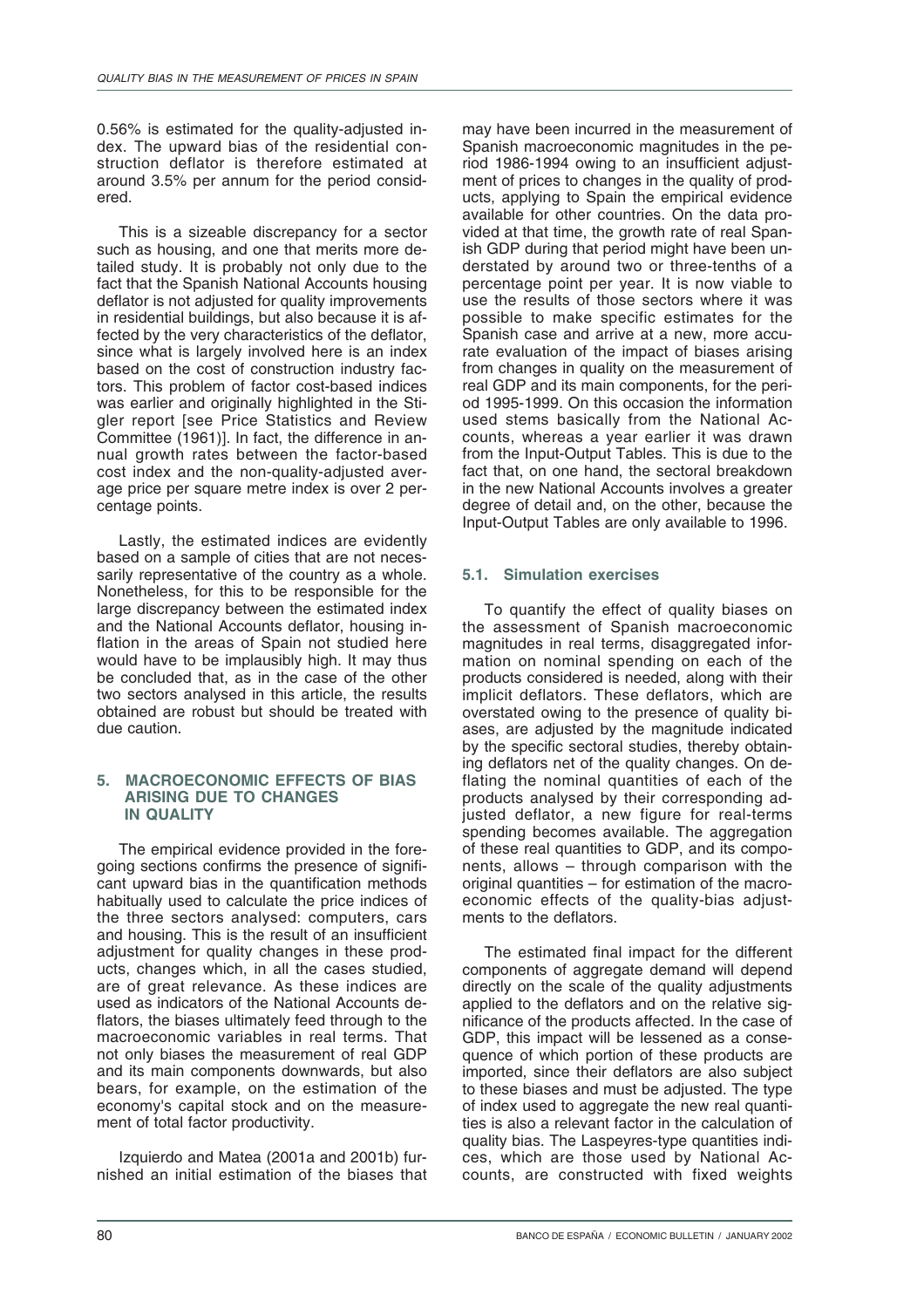0.56% is estimated for the quality-adjusted index. The upward bias of the residential construction deflator is therefore estimated at around 3.5% per annum for the period considered.

This is a sizeable discrepancy for a sector such as housing, and one that merits more detailed study. It is probably not only due to the fact that the Spanish National Accounts housing deflator is not adjusted for quality improvements in residential buildings, but also because it is affected by the very characteristics of the deflator, since what is largely involved here is an index based on the cost of construction industry factors. This problem of factor cost-based indices was earlier and originally highlighted in the Stigler report [see Price Statistics and Review Committee (1961)]. In fact, the difference in annual growth rates between the factor-based cost index and the non-quality-adjusted average price per square metre index is over 2 percentage points.

Lastly, the estimated indices are evidently based on a sample of cities that are not necessarily representative of the country as a whole. Nonetheless, for this to be responsible for the large discrepancy between the estimated index and the National Accounts deflator, housing inflation in the areas of Spain not studied here would have to be implausibly high. It may thus be concluded that, as in the case of the other two sectors analysed in this article, the results obtained are robust but should be treated with due caution.

## 5. MACROECONOMIC EFFECTS OF BIAS ARISING DUE TO CHANGES IN QUALITY

The empirical evidence provided in the foregoing sections confirms the presence of significant upward bias in the quantification methods habitually used to calculate the price indices of the three sectors analysed: computers, cars and housing. This is the result of an insufficient adjustment for quality changes in these products, changes which, in all the cases studied, are of great relevance. As these indices are used as indicators of the National Accounts deflators, the biases ultimately feed through to the macroeconomic variables in real terms. That not only biases the measurement of real GDP and its main components downwards, but also bears, for example, on the estimation of the economy's capital stock and on the measurement of total factor productivity.

Izquierdo and Matea (2001a and 2001b) furnished an initial estimation of the biases that may have been incurred in the measurement of Spanish macroeconomic magnitudes in the period 1986-1994 owing to an insufficient adjustment of prices to changes in the quality of products, applying to Spain the empirical evidence available for other countries. On the data provided at that time, the growth rate of real Spanish GDP during that period might have been understated by around two or three-tenths of a percentage point per year. It is now viable to use the results of those sectors where it was possible to make specific estimates for the Spanish case and arrive at a new, more accurate evaluation of the impact of biases arising from changes in quality on the measurement of real GDP and its main components, for the period 1995-1999. On this occasion the information used stems basically from the National Accounts, whereas a year earlier it was drawn from the Input-Output Tables. This is due to the fact that, on one hand, the sectoral breakdown in the new National Accounts involves a greater degree of detail and, on the other, because the Input-Output Tables are only available to 1996.

### 5.1. Simulation exercises

To quantify the effect of quality biases on the assessment of Spanish macroeconomic magnitudes in real terms, disaggregated information on nominal spending on each of the products considered is needed, along with their implicit deflators. These deflators, which are overstated owing to the presence of quality biases, are adjusted by the magnitude indicated by the specific sectoral studies, thereby obtaining deflators net of the quality changes. On deflating the nominal quantities of each of the products analysed by their corresponding adjusted deflator, a new figure for real-terms spending becomes available. The aggregation of these real quantities to GDP, and its components, allows – through comparison with the original quantities – for estimation of the macroeconomic effects of the quality-bias adjustments to the deflators.

The estimated final impact for the different components of aggregate demand will depend directly on the scale of the quality adjustments applied to the deflators and on the relative significance of the products affected. In the case of GDP, this impact will be lessened as a consequence of which portion of these products are imported, since their deflators are also subject to these biases and must be adjusted. The type of index used to aggregate the new real quantities is also a relevant factor in the calculation of quality bias. The Laspeyres-type quantities indices, which are those used by National Accounts, are constructed with fixed weights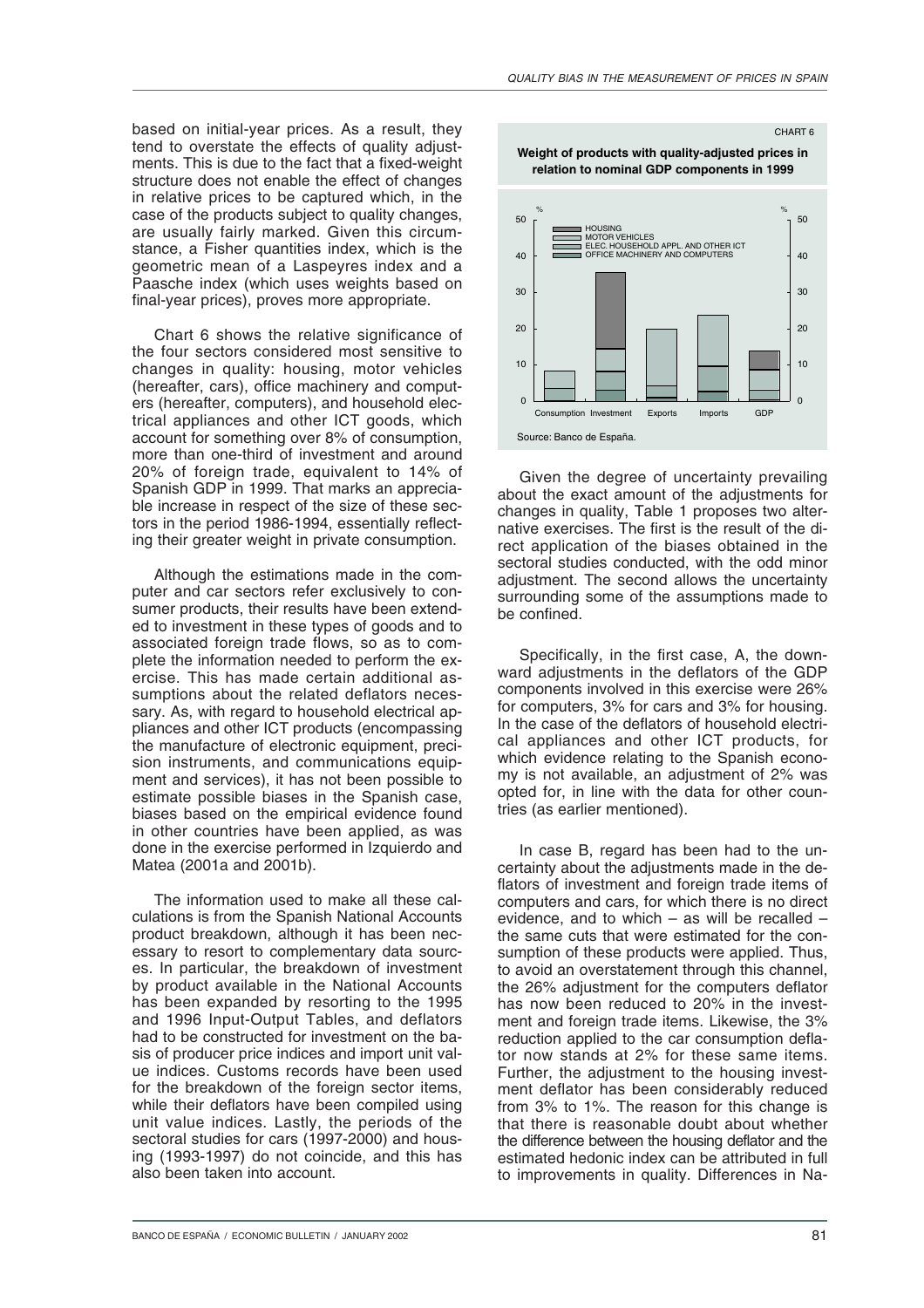based on initial-year prices. As a result, they tend to overstate the effects of quality adjustments. This is due to the fact that a fixed-weight structure does not enable the effect of changes in relative prices to be captured which, in the case of the products subject to quality changes, are usually fairly marked. Given this circumstance, a Fisher quantities index, which is the geometric mean of a Laspeyres index and a Paasche index (which uses weights based on final-year prices), proves more appropriate.

Chart 6 shows the relative significance of the four sectors considered most sensitive to changes in quality: housing, motor vehicles (hereafter, cars), office machinery and computers (hereafter, computers), and household electrical appliances and other ICT goods, which account for something over 8% of consumption, more than one-third of investment and around 20% of foreign trade, equivalent to 14% of Spanish GDP in 1999. That marks an appreciable increase in respect of the size of these sectors in the period 1986-1994, essentially reflecting their greater weight in private consumption.

Although the estimations made in the computer and car sectors refer exclusively to consumer products, their results have been extended to investment in these types of goods and to associated foreign trade flows, so as to complete the information needed to perform the exercise. This has made certain additional assumptions about the related deflators necessary. As, with regard to household electrical appliances and other ICT products (encompassing the manufacture of electronic equipment, precision instruments, and communications equipment and services), it has not been possible to estimate possible biases in the Spanish case, biases based on the empirical evidence found in other countries have been applied, as was done in the exercise performed in Izquierdo and Matea (2001a and 2001b).

The information used to make all these calculations is from the Spanish National Accounts product breakdown, although it has been necessary to resort to complementary data sources. In particular, the breakdown of investment by product available in the National Accounts has been expanded by resorting to the 1995 and 1996 Input-Output Tables, and deflators had to be constructed for investment on the basis of producer price indices and import unit value indices. Customs records have been used for the breakdown of the foreign sector items, while their deflators have been compiled using unit value indices. Lastly, the periods of the sectoral studies for cars (1997-2000) and housing (1993-1997) do not coincide, and this has also been taken into account.

CHART 6

**Weight of products with quality-adjusted prices in relation to nominal GDP components in 1999**

%

HOUSING
MOTOR VEHICLES
ELEC. HOUSEHOLD APPL. AND OTHER ICT
OFFICE MACHINERY AND COMPUTERS

0, 10, 20, 30, 40, 50

Consumption, Investment, Exports, Imports, GDP

Source: Banco de España.

Given the degree of uncertainty prevailing about the exact amount of the adjustments for changes in quality, Table 1 proposes two alternative exercises. The first is the result of the direct application of the biases obtained in the sectoral studies conducted, with the odd minor adjustment. The second allows the uncertainty surrounding some of the assumptions made to be confined.

Specifically, in the first case, A, the downward adjustments in the deflators of the GDP components involved in this exercise were 26% for computers, 3% for cars and 3% for housing. In the case of the deflators of household electrical appliances and other ICT products, for which evidence relating to the Spanish economy is not available, an adjustment of 2% was opted for, in line with the data for other countries (as earlier mentioned).

In case B, regard has been had to the uncertainty about the adjustments made in the deflators of investment and foreign trade items of computers and cars, for which there is no direct evidence, and to which – as will be recalled – the same cuts that were estimated for the consumption of these products were applied. Thus, to avoid an overstatement through this channel, the 26% adjustment for the computers deflator has now been reduced to 20% in the investment and foreign trade items. Likewise, the 3% reduction applied to the car consumption deflator now stands at 2% for these same items. Further, the adjustment to the housing investment deflator has been considerably reduced from 3% to 1%. The reason for this change is that there is reasonable doubt about whether the difference between the housing deflator and the estimated hedonic index can be attributed in full to improvements in quality. Differences in Na-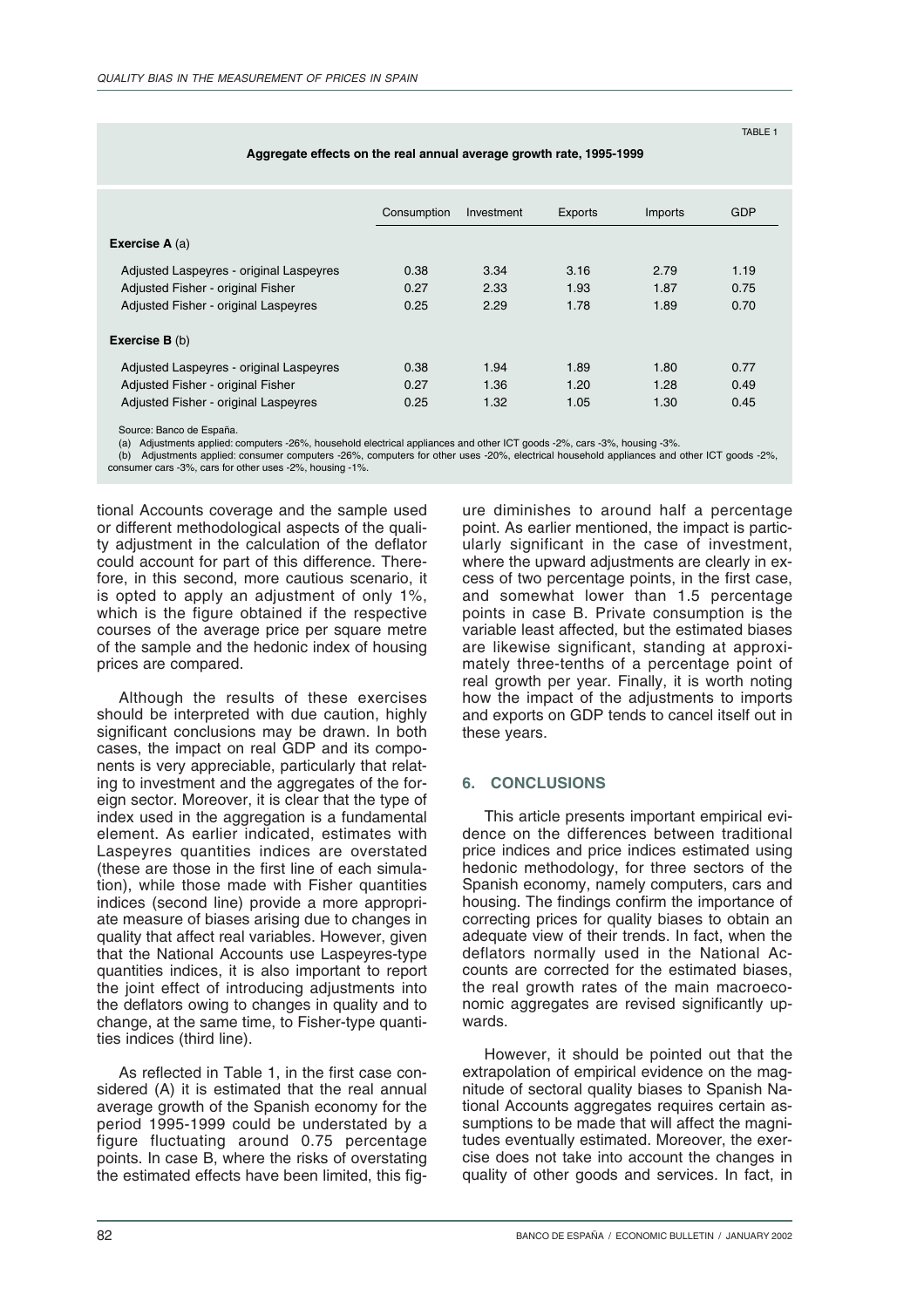TABLE 1

**Aggregate effects on the real annual average growth rate, 1995-1999**

| | Consumption | Investment | Exports | Imports | GDP |
|---|---|---|---|---|---|
| **Exercise A** (a) | | | | | |
| Adjusted Laspeyres - original Laspeyres | 0.38 | 3.34 | 3.16 | 2.79 | 1.19 |
| Adjusted Fisher - original Fisher | 0.27 | 2.33 | 1.93 | 1.87 | 0.75 |
| Adjusted Fisher - original Laspeyres | 0.25 | 2.29 | 1.78 | 1.89 | 0.70 |
| **Exercise B** (b) | | | | | |
| Adjusted Laspeyres - original Laspeyres | 0.38 | 1.94 | 1.89 | 1.80 | 0.77 |
| Adjusted Fisher - original Fisher | 0.27 | 1.36 | 1.20 | 1.28 | 0.49 |
| Adjusted Fisher - original Laspeyres | 0.25 | 1.32 | 1.05 | 1.30 | 0.45 |

Source: Banco de España.
(a) Adjustments applied: computers -26%, household electrical appliances and other ICT goods -2%, cars -3%, housing -3%.
(b) Adjustments applied: consumer computers -26%, computers for other uses -20%, electrical household appliances and other ICT goods -2%, consumer cars -3%, cars for other uses -2%, housing -1%.

tional Accounts coverage and the sample used or different methodological aspects of the quality adjustment in the calculation of the deflator could account for part of this difference. Therefore, in this second, more cautious scenario, it is opted to apply an adjustment of only 1%, which is the figure obtained if the respective courses of the average price per square metre of the sample and the hedonic index of housing prices are compared.

Although the results of these exercises should be interpreted with due caution, highly significant conclusions may be drawn. In both cases, the impact on real GDP and its components is very appreciable, particularly that relating to investment and the aggregates of the foreign sector. Moreover, it is clear that the type of index used in the aggregation is a fundamental element. As earlier indicated, estimates with Laspeyres quantities indices are overstated (these are those in the first line of each simulation), while those made with Fisher quantities indices (second line) provide a more appropriate measure of biases arising due to changes in quality that affect real variables. However, given that the National Accounts use Laspeyres-type quantities indices, it is also important to report the joint effect of introducing adjustments into the deflators owing to changes in quality and to change, at the same time, to Fisher-type quantities indices (third line).

As reflected in Table 1, in the first case considered (A) it is estimated that the real annual average growth of the Spanish economy for the period 1995-1999 could be understated by a figure fluctuating around 0.75 percentage points. In case B, where the risks of overstating the estimated effects have been limited, this figure diminishes to around half a percentage point. As earlier mentioned, the impact is particularly significant in the case of investment, where the upward adjustments are clearly in excess of two percentage points, in the first case, and somewhat lower than 1.5 percentage points in case B. Private consumption is the variable least affected, but the estimated biases are likewise significant, standing at approximately three-tenths of a percentage point of real growth per year. Finally, it is worth noting how the impact of the adjustments to imports and exports on GDP tends to cancel itself out in these years.

## 6. CONCLUSIONS

This article presents important empirical evidence on the differences between traditional price indices and price indices estimated using hedonic methodology, for three sectors of the Spanish economy, namely computers, cars and housing. The findings confirm the importance of correcting prices for quality biases to obtain an adequate view of their trends. In fact, when the deflators normally used in the National Accounts are corrected for the estimated biases, the real growth rates of the main macroeconomic aggregates are revised significantly upwards.

However, it should be pointed out that the extrapolation of empirical evidence on the magnitude of sectoral quality biases to Spanish National Accounts aggregates requires certain assumptions to be made that will affect the magnitudes eventually estimated. Moreover, the exercise does not take into account the changes in quality of other goods and services. In fact, in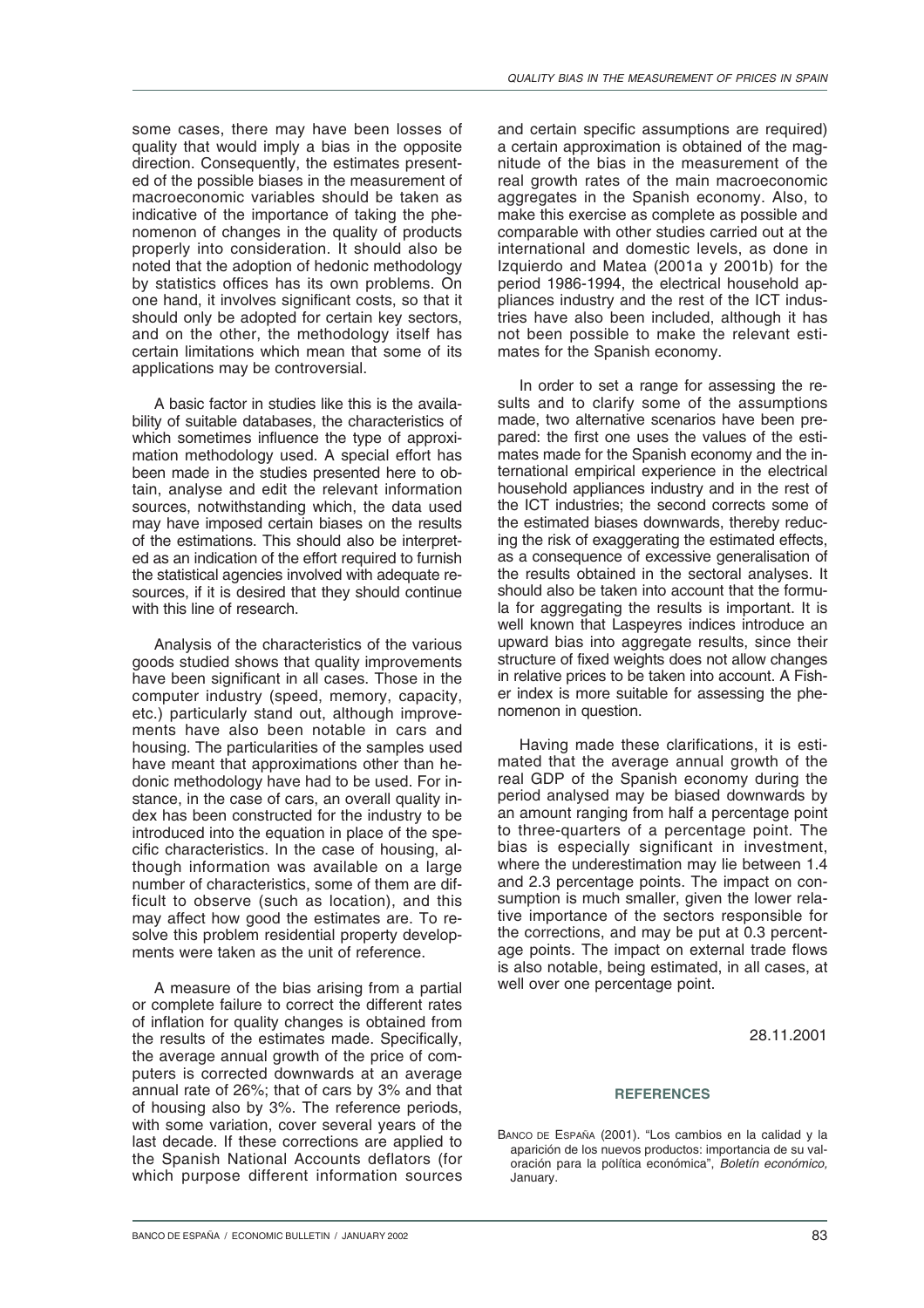some cases, there may have been losses of quality that would imply a bias in the opposite direction. Consequently, the estimates presented of the possible biases in the measurement of macroeconomic variables should be taken as indicative of the importance of taking the phenomenon of changes in the quality of products properly into consideration. It should also be noted that the adoption of hedonic methodology by statistics offices has its own problems. On one hand, it involves significant costs, so that it should only be adopted for certain key sectors, and on the other, the methodology itself has certain limitations which mean that some of its applications may be controversial.

A basic factor in studies like this is the availability of suitable databases, the characteristics of which sometimes influence the type of approximation methodology used. A special effort has been made in the studies presented here to obtain, analyse and edit the relevant information sources, notwithstanding which, the data used may have imposed certain biases on the results of the estimations. This should also be interpreted as an indication of the effort required to furnish the statistical agencies involved with adequate resources, if it is desired that they should continue with this line of research.

Analysis of the characteristics of the various goods studied shows that quality improvements have been significant in all cases. Those in the computer industry (speed, memory, capacity, etc.) particularly stand out, although improvements have also been notable in cars and housing. The particularities of the samples used have meant that approximations other than hedonic methodology have had to be used. For instance, in the case of cars, an overall quality index has been constructed for the industry to be introduced into the equation in place of the specific characteristics. In the case of housing, although information was available on a large number of characteristics, some of them are difficult to observe (such as location), and this may affect how good the estimates are. To resolve this problem residential property developments were taken as the unit of reference.

A measure of the bias arising from a partial or complete failure to correct the different rates of inflation for quality changes is obtained from the results of the estimates made. Specifically, the average annual growth of the price of computers is corrected downwards at an average annual rate of 26%; that of cars by 3% and that of housing also by 3%. The reference periods, with some variation, cover several years of the last decade. If these corrections are applied to the Spanish National Accounts deflators (for which purpose different information sources and certain specific assumptions are required) a certain approximation is obtained of the magnitude of the bias in the measurement of the real growth rates of the main macroeconomic aggregates in the Spanish economy. Also, to make this exercise as complete as possible and comparable with other studies carried out at the international and domestic levels, as done in Izquierdo and Matea (2001a y 2001b) for the period 1986-1994, the electrical household appliances industry and the rest of the ICT industries have also been included, although it has not been possible to make the relevant estimates for the Spanish economy.

In order to set a range for assessing the results and to clarify some of the assumptions made, two alternative scenarios have been prepared: the first one uses the values of the estimates made for the Spanish economy and the international empirical experience in the electrical household appliances industry and in the rest of the ICT industries; the second corrects some of the estimated biases downwards, thereby reducing the risk of exaggerating the estimated effects, as a consequence of excessive generalisation of the results obtained in the sectoral analyses. It should also be taken into account that the formula for aggregating the results is important. It is well known that Laspeyres indices introduce an upward bias into aggregate results, since their structure of fixed weights does not allow changes in relative prices to be taken into account. A Fisher index is more suitable for assessing the phenomenon in question.

Having made these clarifications, it is estimated that the average annual growth of the real GDP of the Spanish economy during the period analysed may be biased downwards by an amount ranging from half a percentage point to three-quarters of a percentage point. The bias is especially significant in investment, where the underestimation may lie between 1.4 and 2.3 percentage points. The impact on consumption is much smaller, given the lower relative importance of the sectors responsible for the corrections, and may be put at 0.3 percentage points. The impact on external trade flows is also notable, being estimated, in all cases, at well over one percentage point.

28.11.2001

## REFERENCES

BANCO DE ESPAÑA (2001). "Los cambios en la calidad y la aparición de los nuevos productos: importancia de su valoración para la política económica", *Boletín económico,* January.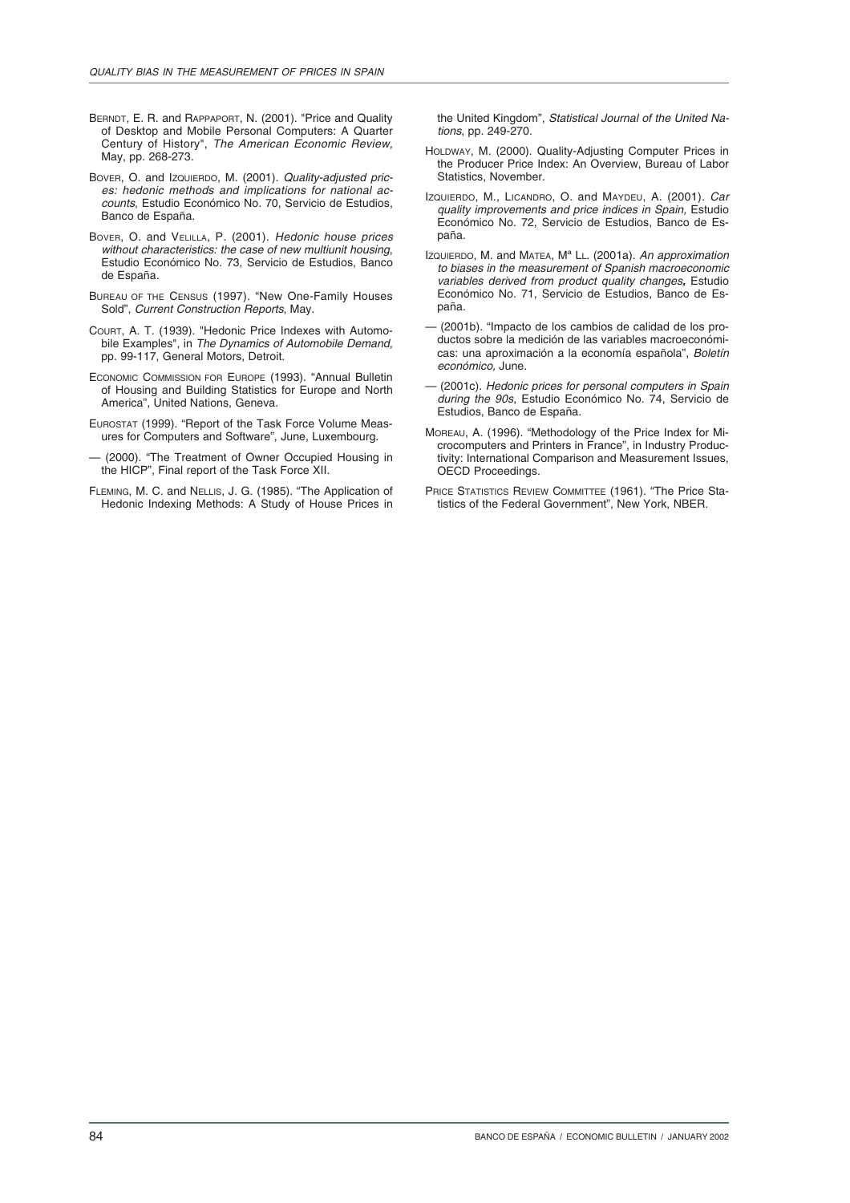BERNDT, E. R. and RAPPAPORT, N. (2001). "Price and Quality of Desktop and Mobile Personal Computers: A Quarter Century of History", *The American Economic Review,* May, pp. 268-273.

BOVER, O. and IZQUIERDO, M. (2001). *Quality-adjusted prices: hedonic methods and implications for national accounts*, Estudio Económico No. 70, Servicio de Estudios, Banco de España.

BOVER, O. and VELILLA, P. (2001). *Hedonic house prices without characteristics: the case of new multiunit housing*, Estudio Económico No. 73, Servicio de Estudios, Banco de España.

BUREAU OF THE CENSUS (1997). "New One-Family Houses Sold", *Current Construction Reports*, May.

COURT, A. T. (1939). "Hedonic Price Indexes with Automobile Examples", in *The Dynamics of Automobile Demand*, pp. 99-117, General Motors, Detroit.

ECONOMIC COMMISSION FOR EUROPE (1993). "Annual Bulletin of Housing and Building Statistics for Europe and North America", United Nations, Geneva.

EUROSTAT (1999). "Report of the Task Force Volume Measures for Computers and Software", June, Luxembourg.

— (2000). "The Treatment of Owner Occupied Housing in the HICP", Final report of the Task Force XII.

FLEMING, M. C. and NELLIS, J. G. (1985). "The Application of Hedonic Indexing Methods: A Study of House Prices in the United Kingdom", *Statistical Journal of the United Nations*, pp. 249-270.

HOLDWAY, M. (2000). Quality-Adjusting Computer Prices in the Producer Price Index: An Overview, Bureau of Labor Statistics, November.

IZQUIERDO, M., LICANDRO, O. and MAYDEU, A. (2001). *Car quality improvements and price indices in Spain,* Estudio Económico No. 72, Servicio de Estudios, Banco de España.

IZQUIERDO, M. and MATEA, Mª LL. (2001a). *An approximation to biases in the measurement of Spanish macroeconomic variables derived from product quality changes,* Estudio Económico No. 71, Servicio de Estudios, Banco de España.

— (2001b). "Impacto de los cambios de calidad de los productos sobre la medición de las variables macroeconómicas: una aproximación a la economía española", *Boletín económico,* June.

— (2001c). *Hedonic prices for personal computers in Spain during the 90s*, Estudio Económico No. 74, Servicio de Estudios, Banco de España.

MOREAU, A. (1996). "Methodology of the Price Index for Microcomputers and Printers in France", in Industry Productivity: International Comparison and Measurement Issues, OECD Proceedings.

PRICE STATISTICS REVIEW COMMITTEE (1961). "The Price Statistics of the Federal Government", New York, NBER.